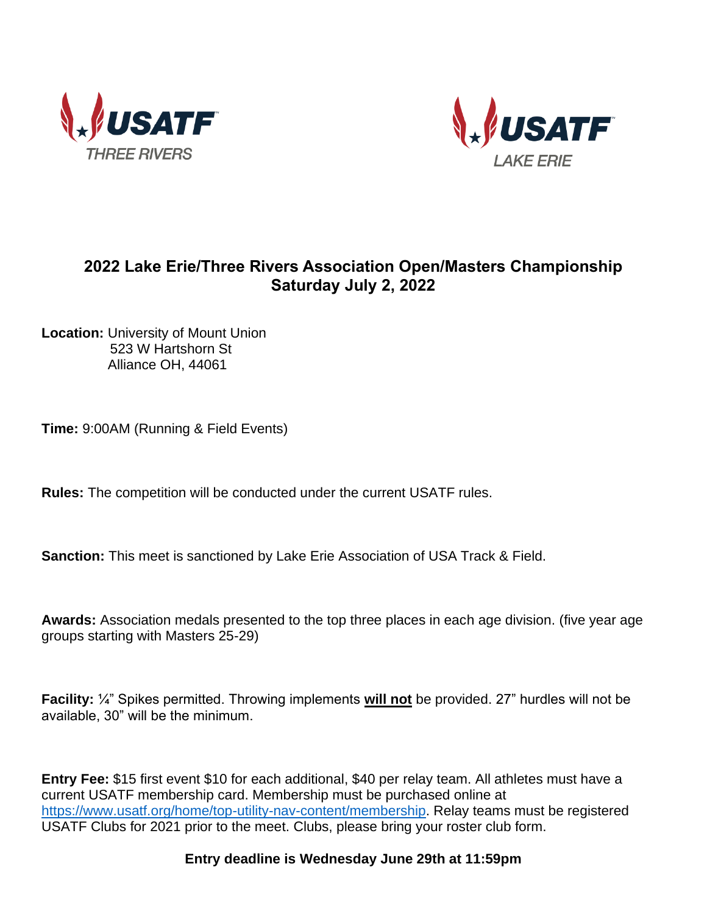USATF THREE RIVERS

USATF LAKE ERIE

## 2022 Lake Erie/Three Rivers Association Open/Masters Championship
## Saturday July 2, 2022

**Location:** University of Mount Union
523 W Hartshorn St
Alliance OH, 44061

**Time:** 9:00AM (Running & Field Events)

**Rules:** The competition will be conducted under the current USATF rules.

**Sanction:** This meet is sanctioned by Lake Erie Association of USA Track & Field.

**Awards:** Association medals presented to the top three places in each age division. (five year age groups starting with Masters 25-29)

**Facility:** ¼" Spikes permitted. Throwing implements **will not** be provided. 27" hurdles will not be available, 30" will be the minimum.

**Entry Fee:** $15 first event $10 for each additional, $40 per relay team. All athletes must have a current USATF membership card. Membership must be purchased online at https://www.usatf.org/home/top-utility-nav-content/membership. Relay teams must be registered USATF Clubs for 2021 prior to the meet. Clubs, please bring your roster club form.

**Entry deadline is Wednesday June 29th at 11:59pm**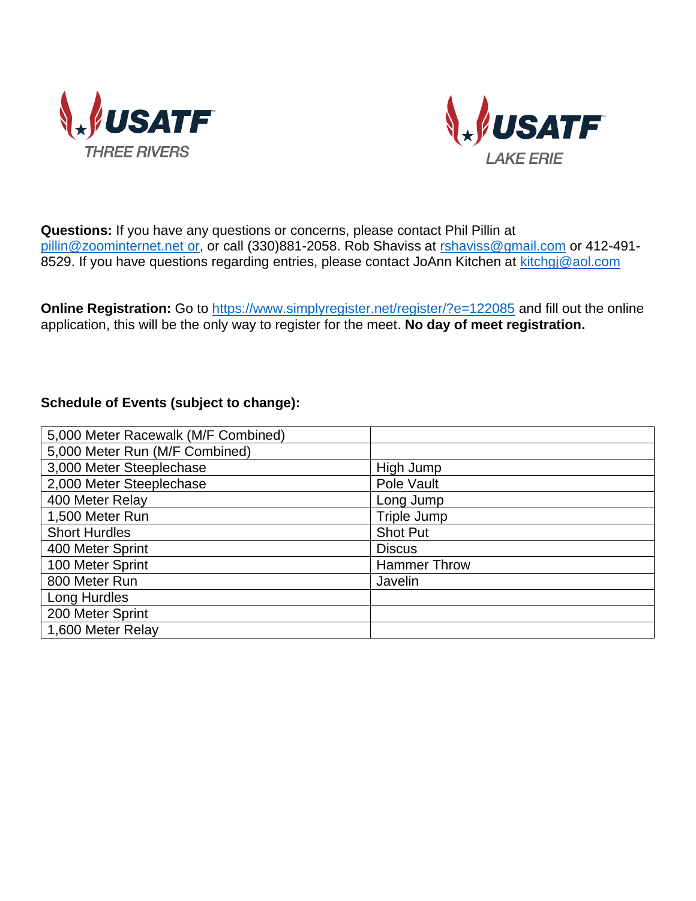USATF THREE RIVERS

USATF LAKE ERIE

**Questions:** If you have any questions or concerns, please contact Phil Pillin at pillin@zoominternet.net or, or call (330)881-2058. Rob Shaviss at rshaviss@gmail.com or 412-491-8529. If you have questions regarding entries, please contact JoAnn Kitchen at kitchgj@aol.com

**Online Registration:** Go to https://www.simplyregister.net/register/?e=122085 and fill out the online application, this will be the only way to register for the meet. **No day of meet registration.**

**Schedule of Events (subject to change):**

| | |
|---|---|
| 5,000 Meter Racewalk (M/F Combined) | |
| 5,000 Meter Run (M/F Combined) | |
| 3,000 Meter Steeplechase | High Jump |
| 2,000 Meter Steeplechase | Pole Vault |
| 400 Meter Relay | Long Jump |
| 1,500 Meter Run | Triple Jump |
| Short Hurdles | Shot Put |
| 400 Meter Sprint | Discus |
| 100 Meter Sprint | Hammer Throw |
| 800 Meter Run | Javelin |
| Long Hurdles | |
| 200 Meter Sprint | |
| 1,600 Meter Relay | |